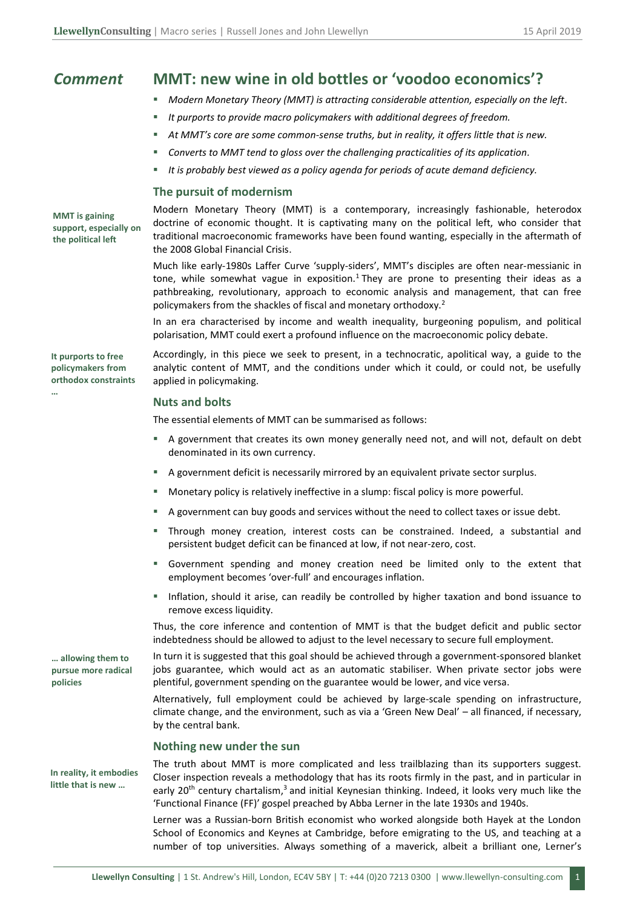*Comment*

# MMT: new wine in old bottles or 'voodoo economics'?

- *Modern Monetary Theory (MMT) is attracting considerable attention, especially on the left.*
- *It purports to provide macro policymakers with additional degrees of freedom.*
- *At MMT's core are some common-sense truths, but in reality, it offers little that is new.*
- *Converts to MMT tend to gloss over the challenging practicalities of its application.*
- *It is probably best viewed as a policy agenda for periods of acute demand deficiency.*

## The pursuit of modernism

**MMT is gaining support, especially on the political left**

Modern Monetary Theory (MMT) is a contemporary, increasingly fashionable, heterodox doctrine of economic thought. It is captivating many on the political left, who consider that traditional macroeconomic frameworks have been found wanting, especially in the aftermath of the 2008 Global Financial Crisis.

Much like early-1980s Laffer Curve 'supply-siders', MMT's disciples are often near-messianic in tone, while somewhat vague in exposition.[1] They are prone to presenting their ideas as a pathbreaking, revolutionary, approach to economic analysis and management, that can free policymakers from the shackles of fiscal and monetary orthodoxy.[2]

In an era characterised by income and wealth inequality, burgeoning populism, and political polarisation, MMT could exert a profound influence on the macroeconomic policy debate.

**It purports to free policymakers from orthodox constraints …**

Accordingly, in this piece we seek to present, in a technocratic, apolitical way, a guide to the analytic content of MMT, and the conditions under which it could, or could not, be usefully applied in policymaking.

## Nuts and bolts

The essential elements of MMT can be summarised as follows:

- A government that creates its own money generally need not, and will not, default on debt denominated in its own currency.
- A government deficit is necessarily mirrored by an equivalent private sector surplus.
- Monetary policy is relatively ineffective in a slump: fiscal policy is more powerful.
- A government can buy goods and services without the need to collect taxes or issue debt.
- Through money creation, interest costs can be constrained. Indeed, a substantial and persistent budget deficit can be financed at low, if not near-zero, cost.
- Government spending and money creation need be limited only to the extent that employment becomes 'over-full' and encourages inflation.
- Inflation, should it arise, can readily be controlled by higher taxation and bond issuance to remove excess liquidity.

Thus, the core inference and contention of MMT is that the budget deficit and public sector indebtedness should be allowed to adjust to the level necessary to secure full employment.

**… allowing them to pursue more radical policies**

In turn it is suggested that this goal should be achieved through a government-sponsored blanket jobs guarantee, which would act as an automatic stabiliser. When private sector jobs were plentiful, government spending on the guarantee would be lower, and vice versa.

Alternatively, full employment could be achieved by large-scale spending on infrastructure, climate change, and the environment, such as via a 'Green New Deal' – all financed, if necessary, by the central bank.

## Nothing new under the sun

**In reality, it embodies little that is new …**

The truth about MMT is more complicated and less trailblazing than its supporters suggest. Closer inspection reveals a methodology that has its roots firmly in the past, and in particular in early 20th century chartalism,[3] and initial Keynesian thinking. Indeed, it looks very much like the 'Functional Finance (FF)' gospel preached by Abba Lerner in the late 1930s and 1940s.

Lerner was a Russian-born British economist who worked alongside both Hayek at the London School of Economics and Keynes at Cambridge, before emigrating to the US, and teaching at a number of top universities. Always something of a maverick, albeit a brilliant one, Lerner's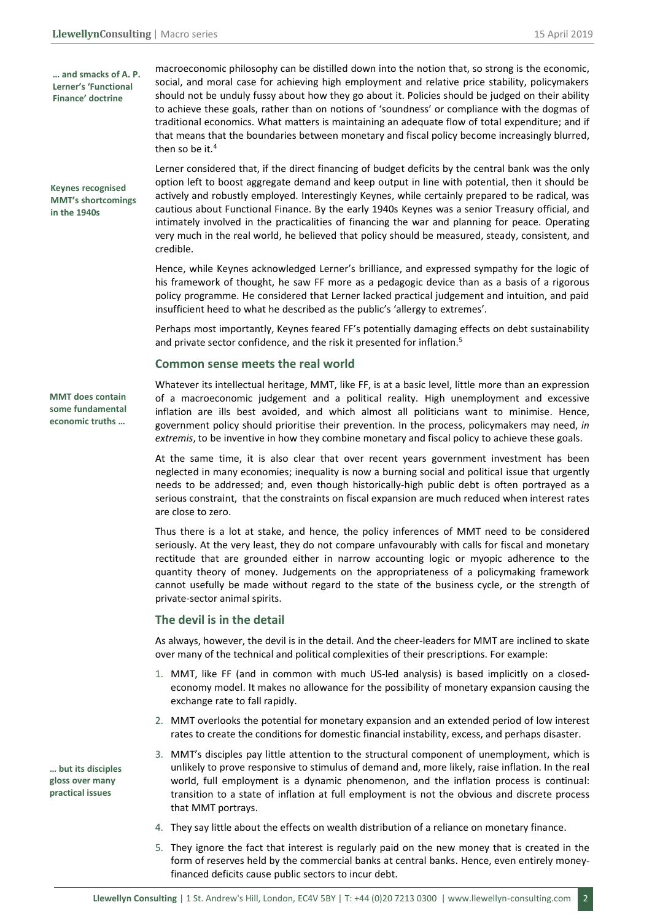**… and smacks of A. P. Lerner's 'Functional Finance' doctrine**

macroeconomic philosophy can be distilled down into the notion that, so strong is the economic, social, and moral case for achieving high employment and relative price stability, policymakers should not be unduly fussy about how they go about it. Policies should be judged on their ability to achieve these goals, rather than on notions of 'soundness' or compliance with the dogmas of traditional economics. What matters is maintaining an adequate flow of total expenditure; and if that means that the boundaries between monetary and fiscal policy become increasingly blurred, then so be it.[4]

**Keynes recognised MMT's shortcomings in the 1940s**

Lerner considered that, if the direct financing of budget deficits by the central bank was the only option left to boost aggregate demand and keep output in line with potential, then it should be actively and robustly employed. Interestingly Keynes, while certainly prepared to be radical, was cautious about Functional Finance. By the early 1940s Keynes was a senior Treasury official, and intimately involved in the practicalities of financing the war and planning for peace. Operating very much in the real world, he believed that policy should be measured, steady, consistent, and credible.

Hence, while Keynes acknowledged Lerner's brilliance, and expressed sympathy for the logic of his framework of thought, he saw FF more as a pedagogic device than as a basis of a rigorous policy programme. He considered that Lerner lacked practical judgement and intuition, and paid insufficient heed to what he described as the public's 'allergy to extremes'.

Perhaps most importantly, Keynes feared FF's potentially damaging effects on debt sustainability and private sector confidence, and the risk it presented for inflation.[5]

## Common sense meets the real world

**MMT does contain some fundamental economic truths …**

Whatever its intellectual heritage, MMT, like FF, is at a basic level, little more than an expression of a macroeconomic judgement and a political reality. High unemployment and excessive inflation are ills best avoided, and which almost all politicians want to minimise. Hence, government policy should prioritise their prevention. In the process, policymakers may need, *in extremis*, to be inventive in how they combine monetary and fiscal policy to achieve these goals.

At the same time, it is also clear that over recent years government investment has been neglected in many economies; inequality is now a burning social and political issue that urgently needs to be addressed; and, even though historically-high public debt is often portrayed as a serious constraint, that the constraints on fiscal expansion are much reduced when interest rates are close to zero.

Thus there is a lot at stake, and hence, the policy inferences of MMT need to be considered seriously. At the very least, they do not compare unfavourably with calls for fiscal and monetary rectitude that are grounded either in narrow accounting logic or myopic adherence to the quantity theory of money. Judgements on the appropriateness of a policymaking framework cannot usefully be made without regard to the state of the business cycle, or the strength of private-sector animal spirits.

## The devil is in the detail

As always, however, the devil is in the detail. And the cheer-leaders for MMT are inclined to skate over many of the technical and political complexities of their prescriptions. For example:

**… but its disciples gloss over many practical issues**

1. MMT, like FF (and in common with much US-led analysis) is based implicitly on a closed-economy model. It makes no allowance for the possibility of monetary expansion causing the exchange rate to fall rapidly.
2. MMT overlooks the potential for monetary expansion and an extended period of low interest rates to create the conditions for domestic financial instability, excess, and perhaps disaster.
3. MMT's disciples pay little attention to the structural component of unemployment, which is unlikely to prove responsive to stimulus of demand and, more likely, raise inflation. In the real world, full employment is a dynamic phenomenon, and the inflation process is continual: transition to a state of inflation at full employment is not the obvious and discrete process that MMT portrays.
4. They say little about the effects on wealth distribution of a reliance on monetary finance.
5. They ignore the fact that interest is regularly paid on the new money that is created in the form of reserves held by the commercial banks at central banks. Hence, even entirely money-financed deficits cause public sectors to incur debt.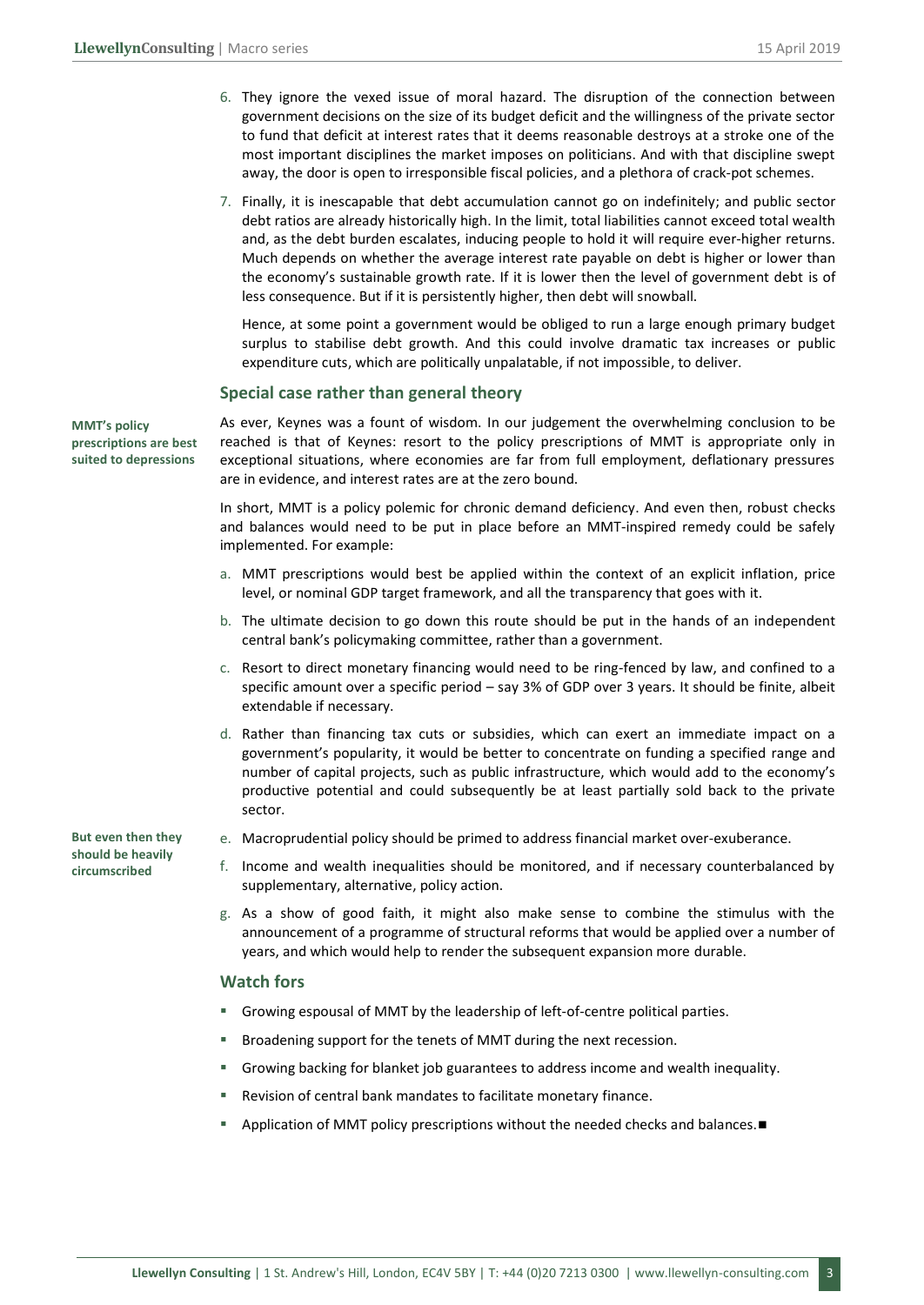6. They ignore the vexed issue of moral hazard. The disruption of the connection between government decisions on the size of its budget deficit and the willingness of the private sector to fund that deficit at interest rates that it deems reasonable destroys at a stroke one of the most important disciplines the market imposes on politicians. And with that discipline swept away, the door is open to irresponsible fiscal policies, and a plethora of crack-pot schemes.

7. Finally, it is inescapable that debt accumulation cannot go on indefinitely; and public sector debt ratios are already historically high. In the limit, total liabilities cannot exceed total wealth and, as the debt burden escalates, inducing people to hold it will require ever-higher returns. Much depends on whether the average interest rate payable on debt is higher or lower than the economy's sustainable growth rate. If it is lower then the level of government debt is of less consequence. But if it is persistently higher, then debt will snowball.

   Hence, at some point a government would be obliged to run a large enough primary budget surplus to stabilise debt growth. And this could involve dramatic tax increases or public expenditure cuts, which are politically unpalatable, if not impossible, to deliver.

## Special case rather than general theory

**MMT's policy prescriptions are best suited to depressions**

As ever, Keynes was a fount of wisdom. In our judgement the overwhelming conclusion to be reached is that of Keynes: resort to the policy prescriptions of MMT is appropriate only in exceptional situations, where economies are far from full employment, deflationary pressures are in evidence, and interest rates are at the zero bound.

In short, MMT is a policy polemic for chronic demand deficiency. And even then, robust checks and balances would need to be put in place before an MMT-inspired remedy could be safely implemented. For example:

a. MMT prescriptions would best be applied within the context of an explicit inflation, price level, or nominal GDP target framework, and all the transparency that goes with it.

b. The ultimate decision to go down this route should be put in the hands of an independent central bank's policymaking committee, rather than a government.

c. Resort to direct monetary financing would need to be ring-fenced by law, and confined to a specific amount over a specific period – say 3% of GDP over 3 years. It should be finite, albeit extendable if necessary.

d. Rather than financing tax cuts or subsidies, which can exert an immediate impact on a government's popularity, it would be better to concentrate on funding a specified range and number of capital projects, such as public infrastructure, which would add to the economy's productive potential and could subsequently be at least partially sold back to the private sector.

**But even then they should be heavily circumscribed**

e. Macroprudential policy should be primed to address financial market over-exuberance.

f. Income and wealth inequalities should be monitored, and if necessary counterbalanced by supplementary, alternative, policy action.

g. As a show of good faith, it might also make sense to combine the stimulus with the announcement of a programme of structural reforms that would be applied over a number of years, and which would help to render the subsequent expansion more durable.

## Watch fors

- Growing espousal of MMT by the leadership of left-of-centre political parties.
- Broadening support for the tenets of MMT during the next recession.
- Growing backing for blanket job guarantees to address income and wealth inequality.
- Revision of central bank mandates to facilitate monetary finance.
- Application of MMT policy prescriptions without the needed checks and balances.■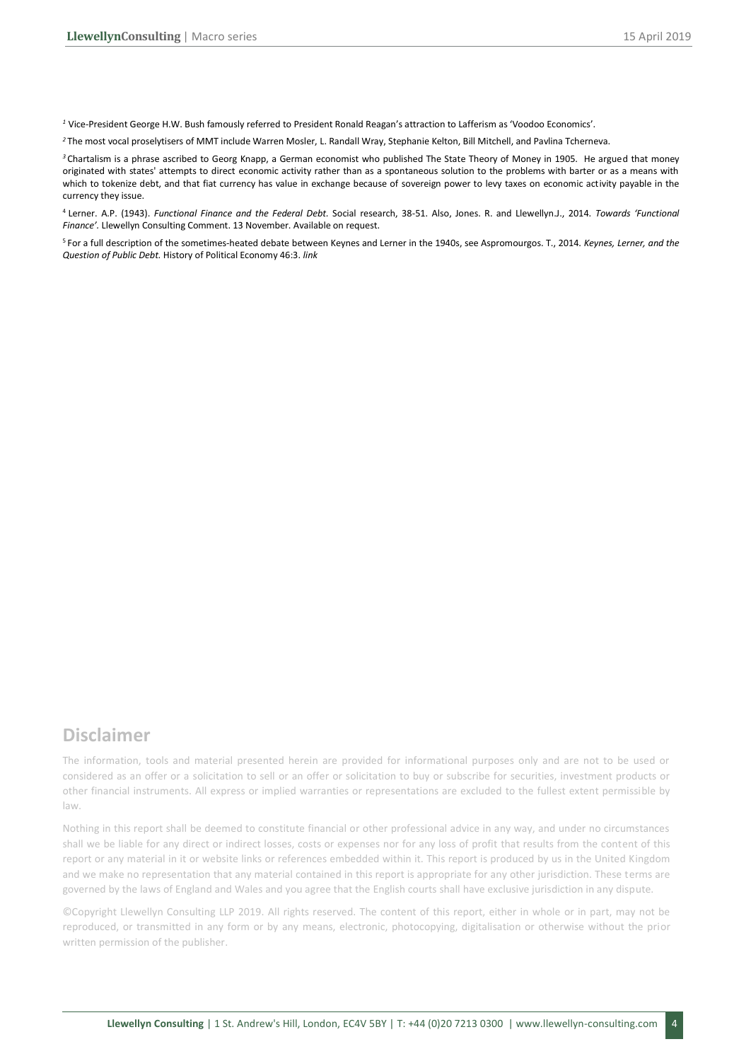[1] Vice-President George H.W. Bush famously referred to President Ronald Reagan's attraction to Lafferism as 'Voodoo Economics'.

[2] The most vocal proselytisers of MMT include Warren Mosler, L. Randall Wray, Stephanie Kelton, Bill Mitchell, and Pavlina Tcherneva.

[3] Chartalism is a phrase ascribed to Georg Knapp, a German economist who published The State Theory of Money in 1905. He argued that money originated with states' attempts to direct economic activity rather than as a spontaneous solution to the problems with barter or as a means with which to tokenize debt, and that fiat currency has value in exchange because of sovereign power to levy taxes on economic activity payable in the currency they issue.

[4] Lerner. A.P. (1943). *Functional Finance and the Federal Debt*. Social research, 38-51. Also, Jones. R. and Llewellyn.J., 2014. *Towards 'Functional Finance'*. Llewellyn Consulting Comment. 13 November. Available on request.

[5] For a full description of the sometimes-heated debate between Keynes and Lerner in the 1940s, see Aspromourgos. T., 2014. *Keynes, Lerner, and the Question of Public Debt.* History of Political Economy 46:3. *link*

## Disclaimer

The information, tools and material presented herein are provided for informational purposes only and are not to be used or considered as an offer or a solicitation to sell or an offer or solicitation to buy or subscribe for securities, investment products or other financial instruments. All express or implied warranties or representations are excluded to the fullest extent permissible by law.

Nothing in this report shall be deemed to constitute financial or other professional advice in any way, and under no circumstances shall we be liable for any direct or indirect losses, costs or expenses nor for any loss of profit that results from the content of this report or any material in it or website links or references embedded within it. This report is produced by us in the United Kingdom and we make no representation that any material contained in this report is appropriate for any other jurisdiction. These terms are governed by the laws of England and Wales and you agree that the English courts shall have exclusive jurisdiction in any dispute.

©Copyright Llewellyn Consulting LLP 2019. All rights reserved. The content of this report, either in whole or in part, may not be reproduced, or transmitted in any form or by any means, electronic, photocopying, digitalisation or otherwise without the prior written permission of the publisher.